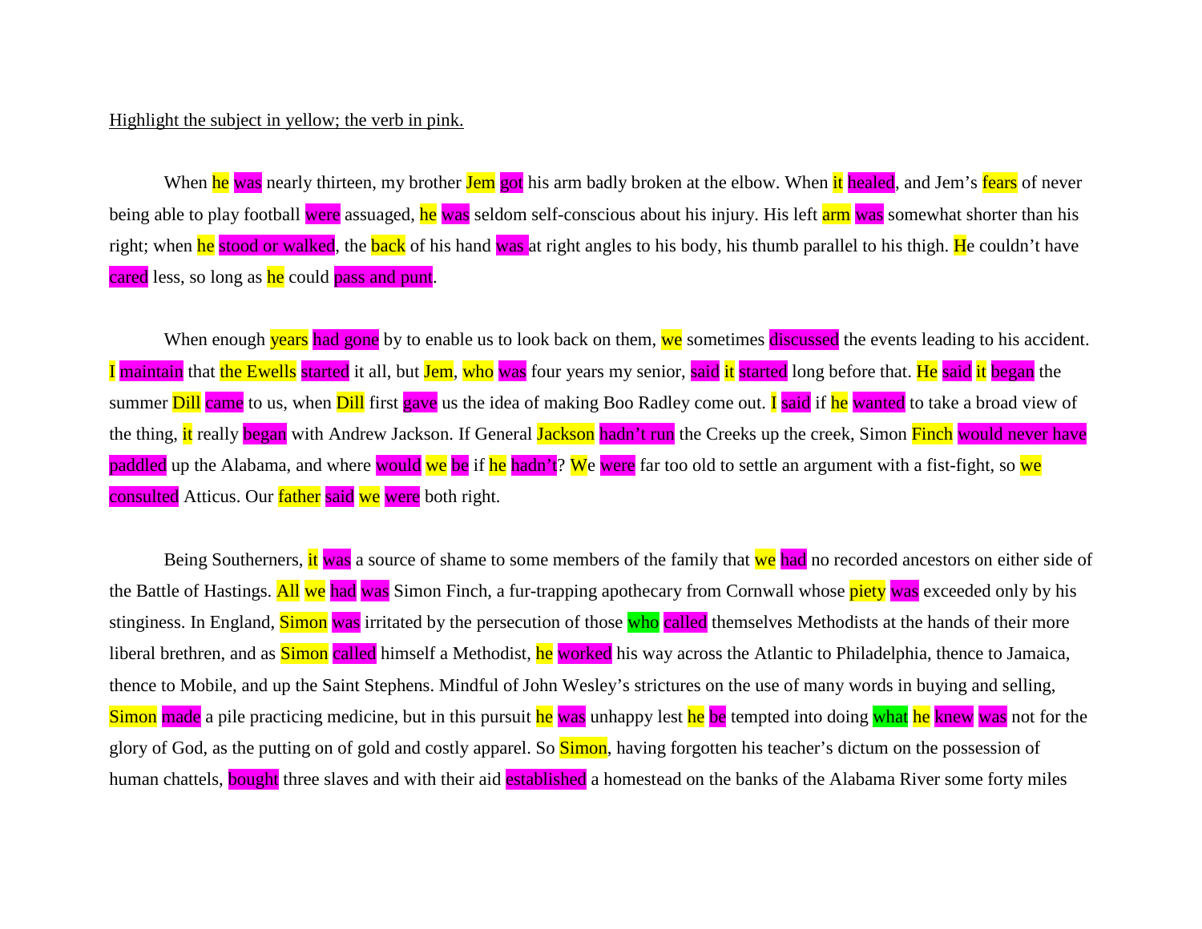Highlight the subject in yellow; the verb in pink.

When he was nearly thirteen, my brother Jem got his arm badly broken at the elbow. When it healed, and Jem's fears of never being able to play football were assuaged, he was seldom self-conscious about his injury. His left arm was somewhat shorter than his right; when he stood or walked, the back of his hand was at right angles to his body, his thumb parallel to his thigh. He couldn't have cared less, so long as he could pass and punt.

When enough years had gone by to enable us to look back on them, we sometimes discussed the events leading to his accident. I maintain that the Ewells started it all, but Jem, who was four years my senior, said it started long before that. He said it began the summer Dill came to us, when Dill first gave us the idea of making Boo Radley come out. I said if he wanted to take a broad view of the thing, it really began with Andrew Jackson. If General Jackson hadn't run the Creeks up the creek, Simon Finch would never have paddled up the Alabama, and where would we be if he hadn't? We were far too old to settle an argument with a fist-fight, so we consulted Atticus. Our father said we were both right.

Being Southerners, it was a source of shame to some members of the family that we had no recorded ancestors on either side of the Battle of Hastings. All we had was Simon Finch, a fur-trapping apothecary from Cornwall whose piety was exceeded only by his stinginess. In England, Simon was irritated by the persecution of those who called themselves Methodists at the hands of their more liberal brethren, and as Simon called himself a Methodist, he worked his way across the Atlantic to Philadelphia, thence to Jamaica, thence to Mobile, and up the Saint Stephens. Mindful of John Wesley's strictures on the use of many words in buying and selling, Simon made a pile practicing medicine, but in this pursuit he was unhappy lest he be tempted into doing what he knew was not for the glory of God, as the putting on of gold and costly apparel. So Simon, having forgotten his teacher's dictum on the possession of human chattels, bought three slaves and with their aid established a homestead on the banks of the Alabama River some forty miles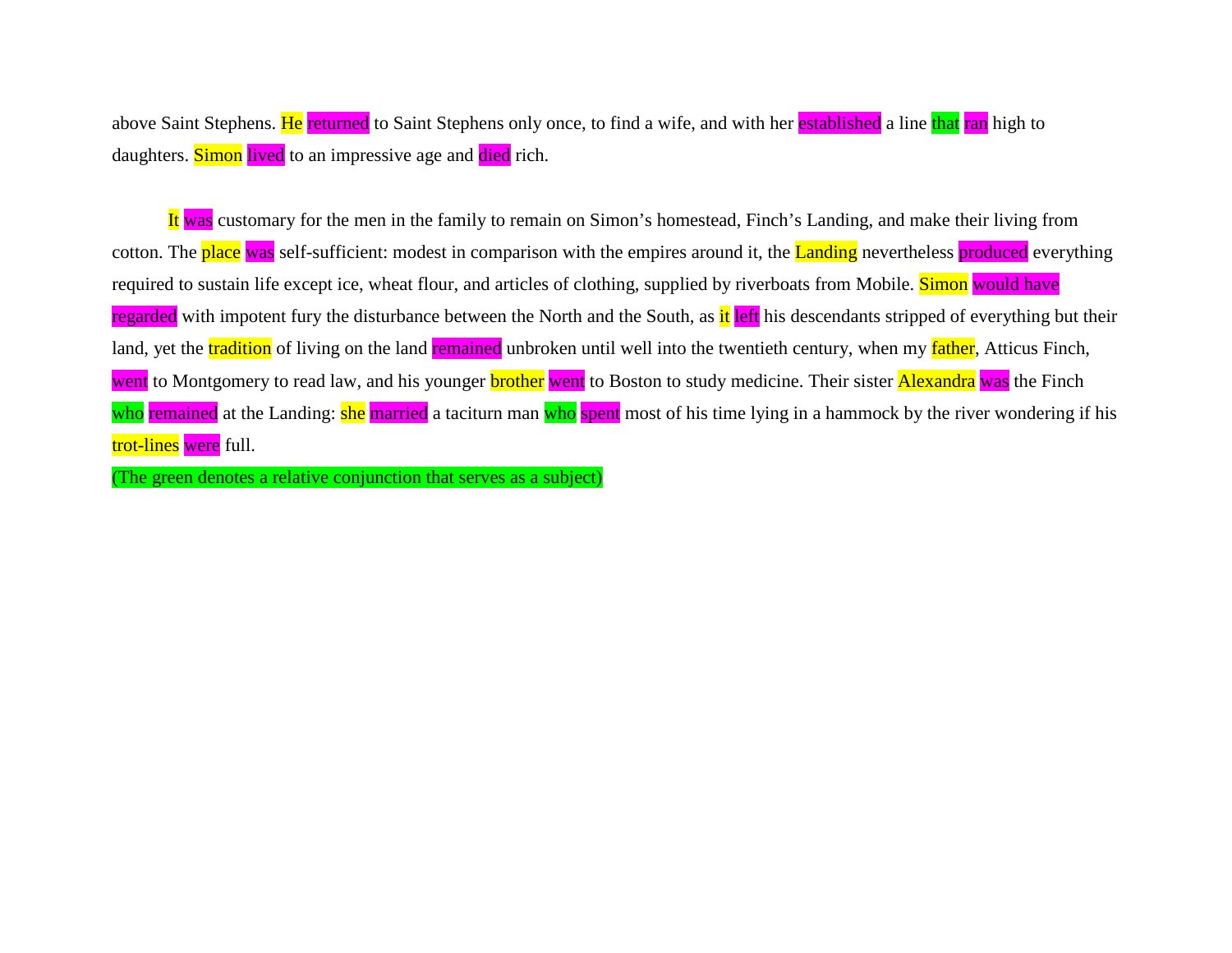above Saint Stephens. He returned to Saint Stephens only once, to find a wife, and with her established a line that ran high to daughters. Simon lived to an impressive age and died rich.

It was customary for the men in the family to remain on Simon's homestead, Finch's Landing, and make their living from cotton. The place was self-sufficient: modest in comparison with the empires around it, the Landing nevertheless produced everything required to sustain life except ice, wheat flour, and articles of clothing, supplied by riverboats from Mobile. Simon would have regarded with impotent fury the disturbance between the North and the South, as it left his descendants stripped of everything but their land, yet the tradition of living on the land remained unbroken until well into the twentieth century, when my father, Atticus Finch, went to Montgomery to read law, and his younger brother went to Boston to study medicine. Their sister Alexandra was the Finch who remained at the Landing: she married a taciturn man who spent most of his time lying in a hammock by the river wondering if his trot-lines were full.

(The green denotes a relative conjunction that serves as a subject)